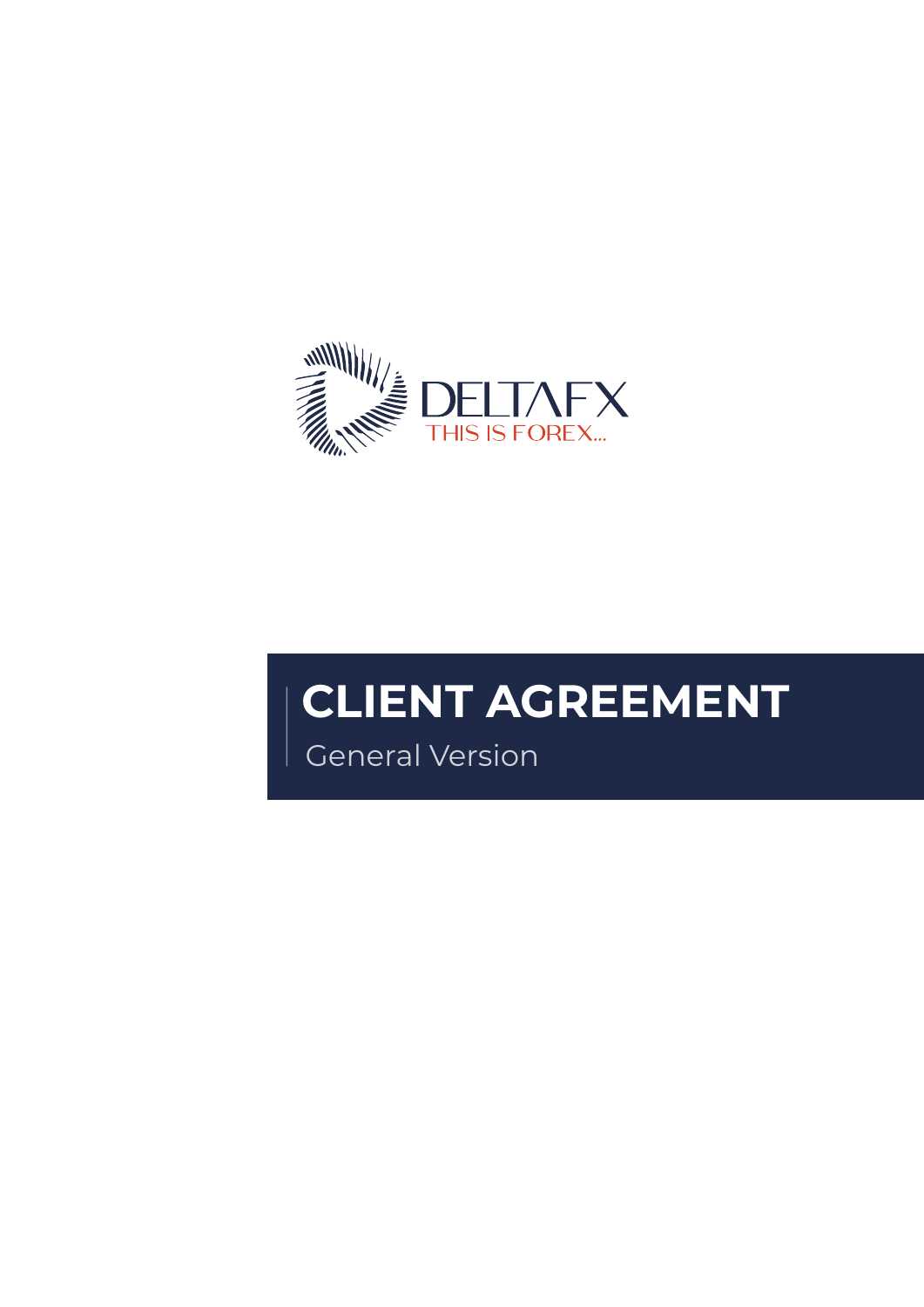DELTAFX

THIS IS FOREX...

# CLIENT AGREEMENT

General Version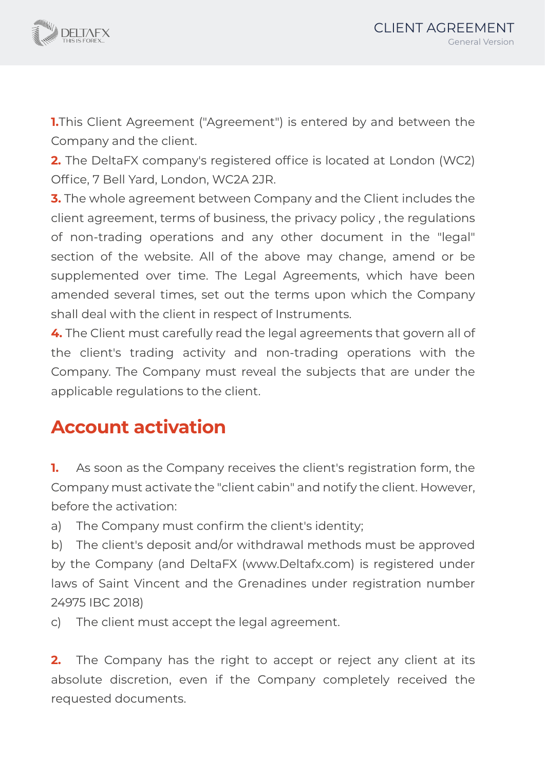**1.** This Client Agreement ("Agreement") is entered by and between the Company and the client.

**2.** The DeltaFX company's registered office is located at London (WC2) Office, 7 Bell Yard, London, WC2A 2JR.

**3.** The whole agreement between Company and the Client includes the client agreement, terms of business, the privacy policy , the regulations of non-trading operations and any other document in the "legal" section of the website. All of the above may change, amend or be supplemented over time. The Legal Agreements, which have been amended several times, set out the terms upon which the Company shall deal with the client in respect of Instruments.

**4.** The Client must carefully read the legal agreements that govern all of the client's trading activity and non-trading operations with the Company. The Company must reveal the subjects that are under the applicable regulations to the client.

## Account activation

**1.** As soon as the Company receives the client's registration form, the Company must activate the "client cabin" and notify the client. However, before the activation:

a) The Company must confirm the client's identity;

b) The client's deposit and/or withdrawal methods must be approved by the Company (and DeltaFX (www.Deltafx.com) is registered under laws of Saint Vincent and the Grenadines under registration number 24975 IBC 2018)

c) The client must accept the legal agreement.

**2.** The Company has the right to accept or reject any client at its absolute discretion, even if the Company completely received the requested documents.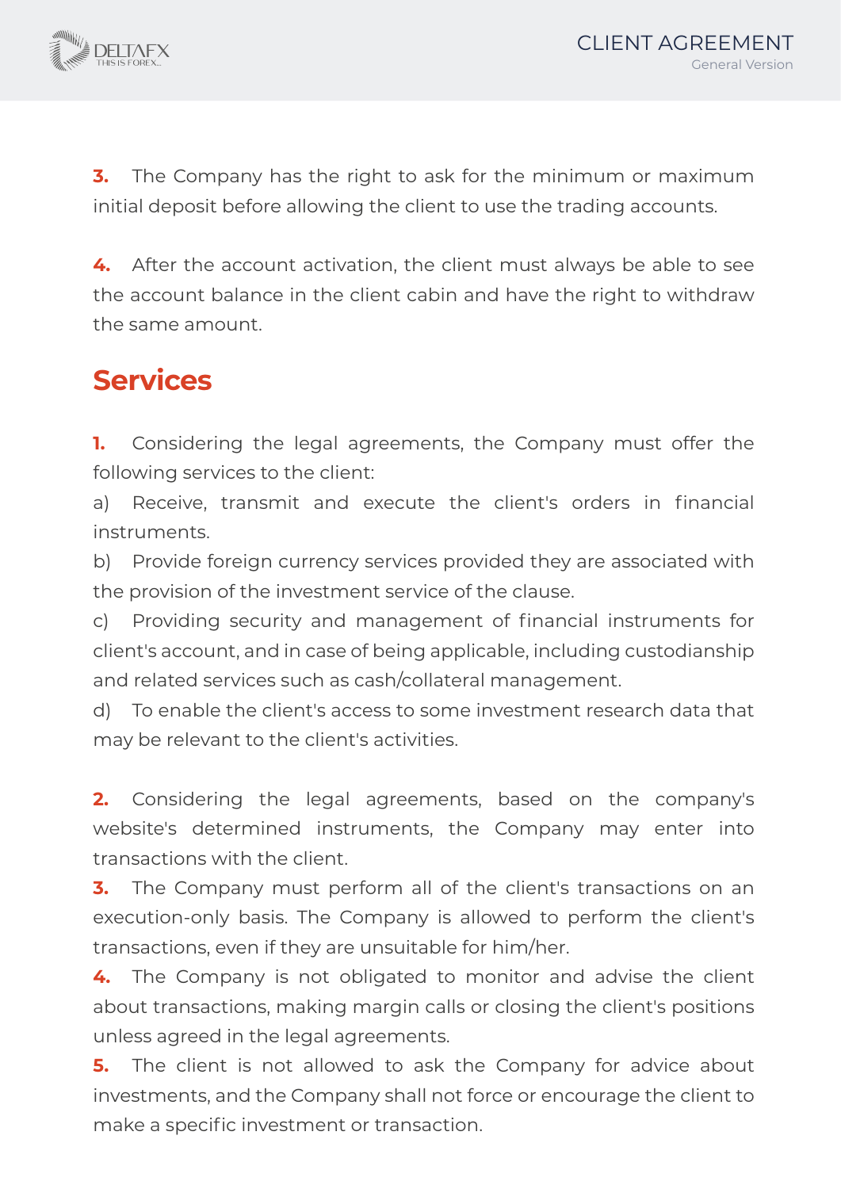**3.** The Company has the right to ask for the minimum or maximum initial deposit before allowing the client to use the trading accounts.

**4.** After the account activation, the client must always be able to see the account balance in the client cabin and have the right to withdraw the same amount.

## Services

**1.** Considering the legal agreements, the Company must offer the following services to the client:

a) Receive, transmit and execute the client's orders in financial instruments.

b) Provide foreign currency services provided they are associated with the provision of the investment service of the clause.

c) Providing security and management of financial instruments for client's account, and in case of being applicable, including custodianship and related services such as cash/collateral management.

d) To enable the client's access to some investment research data that may be relevant to the client's activities.

**2.** Considering the legal agreements, based on the company's website's determined instruments, the Company may enter into transactions with the client.

**3.** The Company must perform all of the client's transactions on an execution-only basis. The Company is allowed to perform the client's transactions, even if they are unsuitable for him/her.

**4.** The Company is not obligated to monitor and advise the client about transactions, making margin calls or closing the client's positions unless agreed in the legal agreements.

**5.** The client is not allowed to ask the Company for advice about investments, and the Company shall not force or encourage the client to make a specific investment or transaction.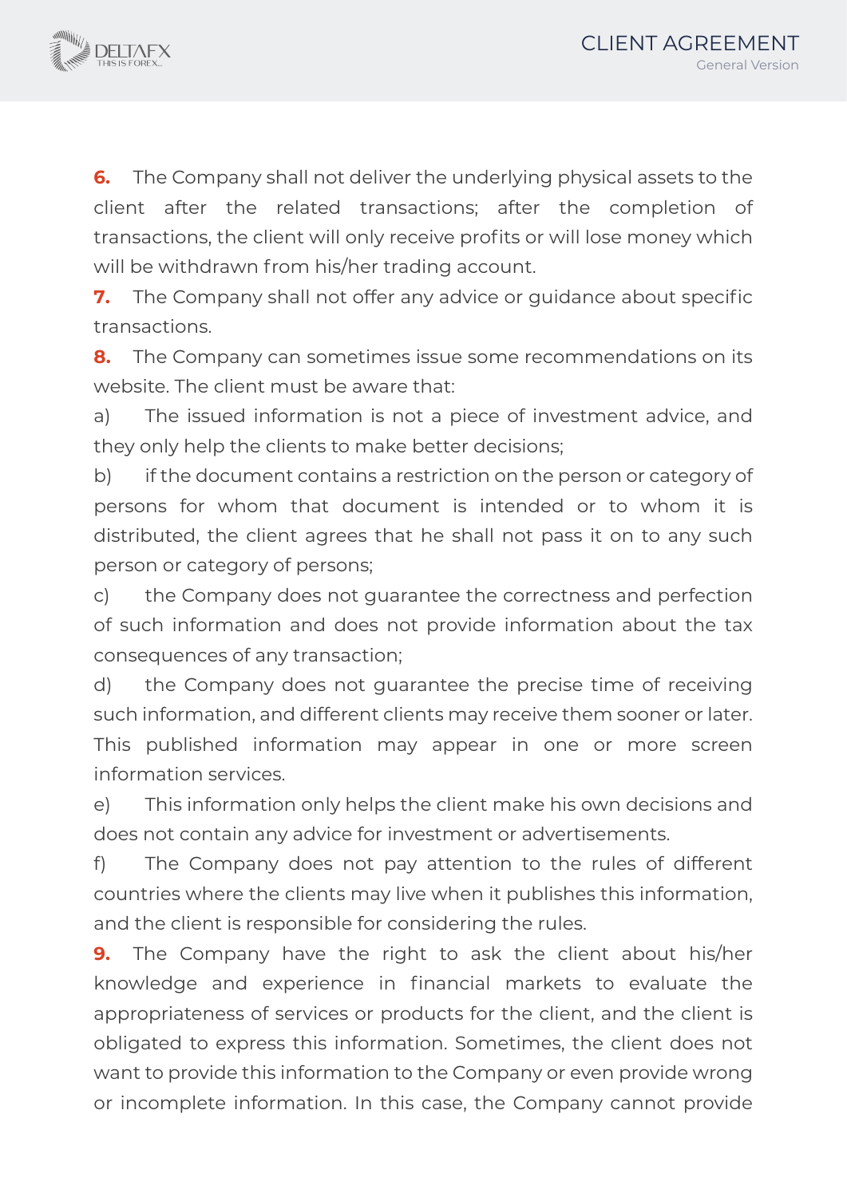**6.** The Company shall not deliver the underlying physical assets to the client after the related transactions; after the completion of transactions, the client will only receive profits or will lose money which will be withdrawn from his/her trading account.

**7.** The Company shall not offer any advice or guidance about specific transactions.

**8.** The Company can sometimes issue some recommendations on its website. The client must be aware that:

a) The issued information is not a piece of investment advice, and they only help the clients to make better decisions;

b) if the document contains a restriction on the person or category of persons for whom that document is intended or to whom it is distributed, the client agrees that he shall not pass it on to any such person or category of persons;

c) the Company does not guarantee the correctness and perfection of such information and does not provide information about the tax consequences of any transaction;

d) the Company does not guarantee the precise time of receiving such information, and different clients may receive them sooner or later. This published information may appear in one or more screen information services.

e) This information only helps the client make his own decisions and does not contain any advice for investment or advertisements.

f) The Company does not pay attention to the rules of different countries where the clients may live when it publishes this information, and the client is responsible for considering the rules.

**9.** The Company have the right to ask the client about his/her knowledge and experience in financial markets to evaluate the appropriateness of services or products for the client, and the client is obligated to express this information. Sometimes, the client does not want to provide this information to the Company or even provide wrong or incomplete information. In this case, the Company cannot provide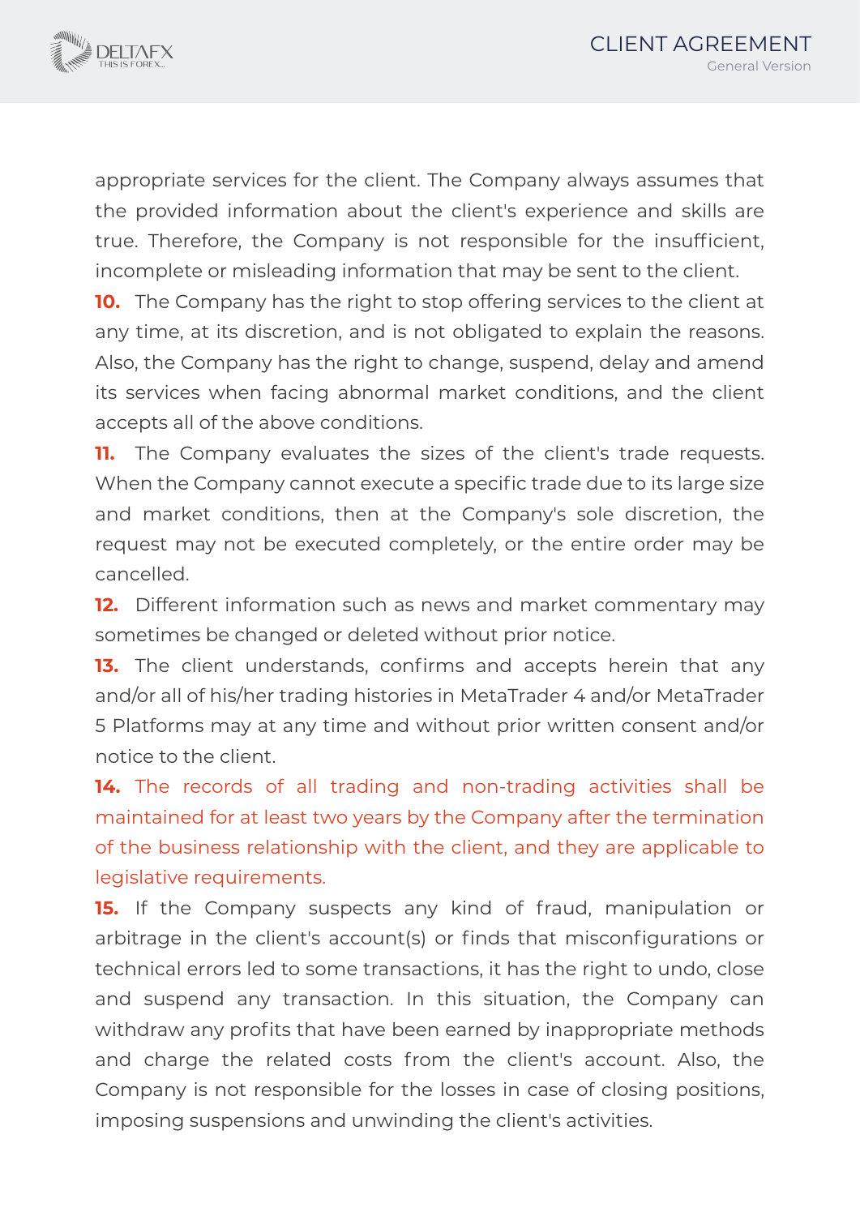appropriate services for the client. The Company always assumes that the provided information about the client's experience and skills are true. Therefore, the Company is not responsible for the insufficient, incomplete or misleading information that may be sent to the client.

**10.** The Company has the right to stop offering services to the client at any time, at its discretion, and is not obligated to explain the reasons. Also, the Company has the right to change, suspend, delay and amend its services when facing abnormal market conditions, and the client accepts all of the above conditions.

**11.** The Company evaluates the sizes of the client's trade requests. When the Company cannot execute a specific trade due to its large size and market conditions, then at the Company's sole discretion, the request may not be executed completely, or the entire order may be cancelled.

**12.** Different information such as news and market commentary may sometimes be changed or deleted without prior notice.

**13.** The client understands, confirms and accepts herein that any and/or all of his/her trading histories in MetaTrader 4 and/or MetaTrader 5 Platforms may at any time and without prior written consent and/or notice to the client.

**14.** The records of all trading and non-trading activities shall be maintained for at least two years by the Company after the termination of the business relationship with the client, and they are applicable to legislative requirements.

**15.** If the Company suspects any kind of fraud, manipulation or arbitrage in the client's account(s) or finds that misconfigurations or technical errors led to some transactions, it has the right to undo, close and suspend any transaction. In this situation, the Company can withdraw any profits that have been earned by inappropriate methods and charge the related costs from the client's account. Also, the Company is not responsible for the losses in case of closing positions, imposing suspensions and unwinding the client's activities.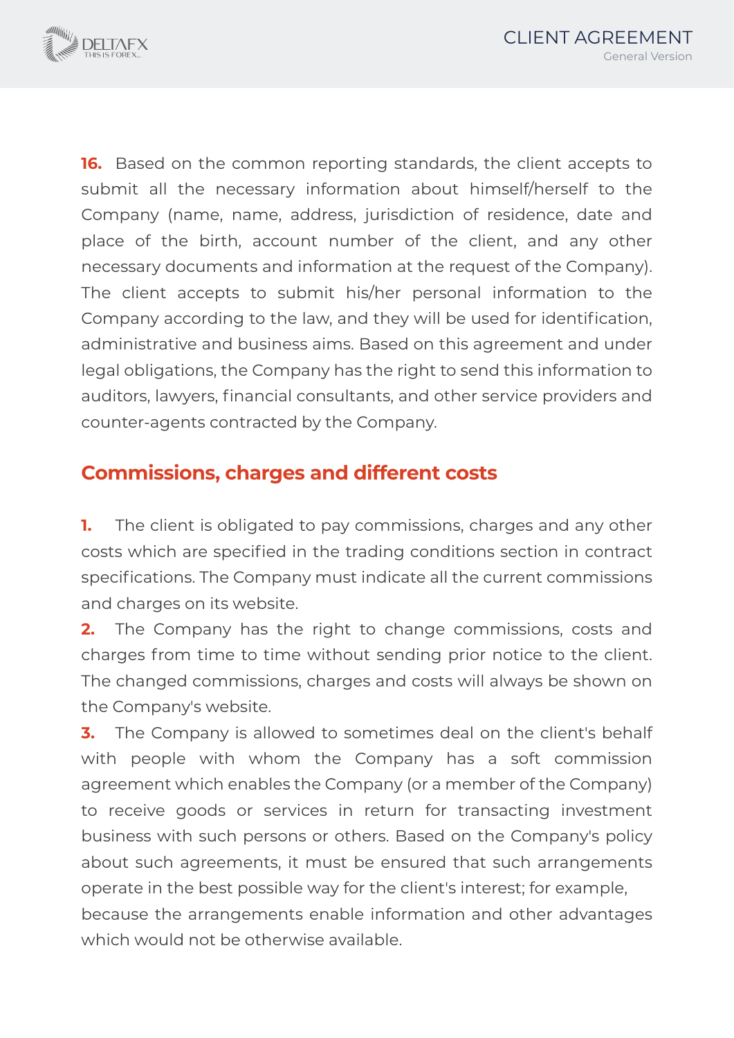**16.** Based on the common reporting standards, the client accepts to submit all the necessary information about himself/herself to the Company (name, name, address, jurisdiction of residence, date and place of the birth, account number of the client, and any other necessary documents and information at the request of the Company). The client accepts to submit his/her personal information to the Company according to the law, and they will be used for identification, administrative and business aims. Based on this agreement and under legal obligations, the Company has the right to send this information to auditors, lawyers, financial consultants, and other service providers and counter-agents contracted by the Company.

## Commissions, charges and different costs

**1.** The client is obligated to pay commissions, charges and any other costs which are specified in the trading conditions section in contract specifications. The Company must indicate all the current commissions and charges on its website.

**2.** The Company has the right to change commissions, costs and charges from time to time without sending prior notice to the client. The changed commissions, charges and costs will always be shown on the Company's website.

**3.** The Company is allowed to sometimes deal on the client's behalf with people with whom the Company has a soft commission agreement which enables the Company (or a member of the Company) to receive goods or services in return for transacting investment business with such persons or others. Based on the Company's policy about such agreements, it must be ensured that such arrangements operate in the best possible way for the client's interest; for example, because the arrangements enable information and other advantages which would not be otherwise available.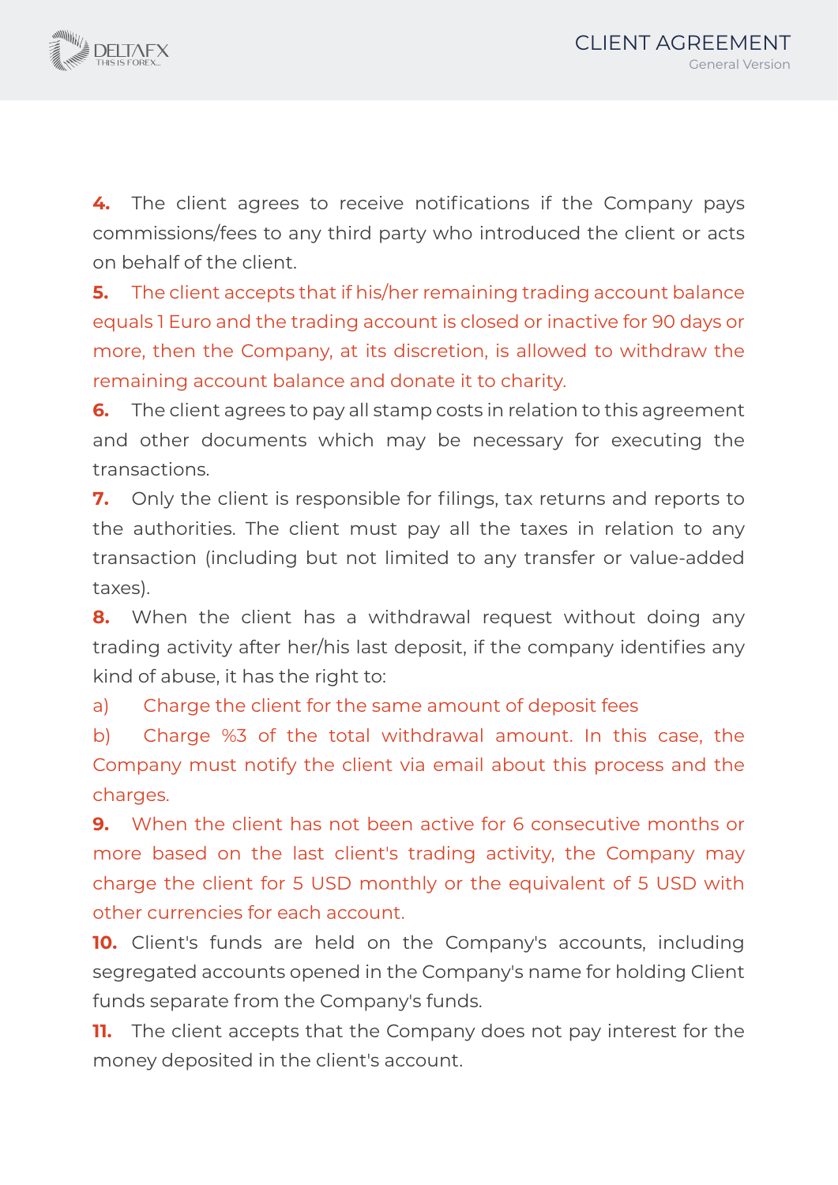**4.** The client agrees to receive notifications if the Company pays commissions/fees to any third party who introduced the client or acts on behalf of the client.

**5.** The client accepts that if his/her remaining trading account balance equals 1 Euro and the trading account is closed or inactive for 90 days or more, then the Company, at its discretion, is allowed to withdraw the remaining account balance and donate it to charity.

**6.** The client agrees to pay all stamp costs in relation to this agreement and other documents which may be necessary for executing the transactions.

**7.** Only the client is responsible for filings, tax returns and reports to the authorities. The client must pay all the taxes in relation to any transaction (including but not limited to any transfer or value-added taxes).

**8.** When the client has a withdrawal request without doing any trading activity after her/his last deposit, if the company identifies any kind of abuse, it has the right to:

a) Charge the client for the same amount of deposit fees

b) Charge %3 of the total withdrawal amount. In this case, the Company must notify the client via email about this process and the charges.

**9.** When the client has not been active for 6 consecutive months or more based on the last client's trading activity, the Company may charge the client for 5 USD monthly or the equivalent of 5 USD with other currencies for each account.

**10.** Client's funds are held on the Company's accounts, including segregated accounts opened in the Company's name for holding Client funds separate from the Company's funds.

**11.** The client accepts that the Company does not pay interest for the money deposited in the client's account.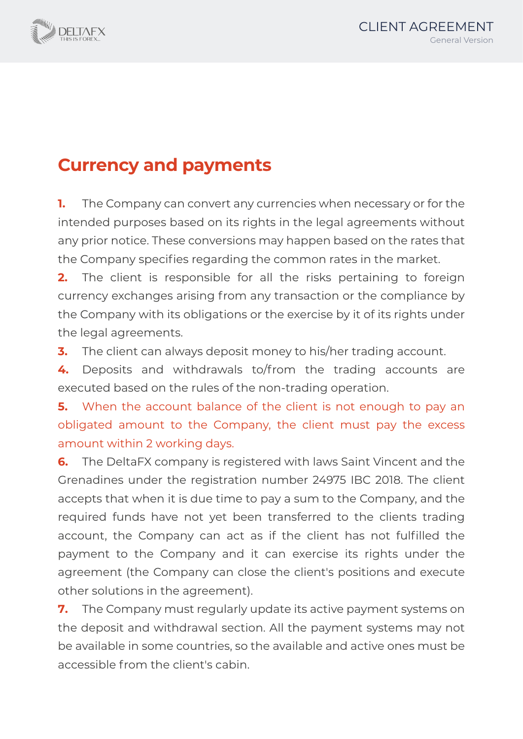## Currency and payments

**1.** The Company can convert any currencies when necessary or for the intended purposes based on its rights in the legal agreements without any prior notice. These conversions may happen based on the rates that the Company specifies regarding the common rates in the market.

**2.** The client is responsible for all the risks pertaining to foreign currency exchanges arising from any transaction or the compliance by the Company with its obligations or the exercise by it of its rights under the legal agreements.

**3.** The client can always deposit money to his/her trading account.

**4.** Deposits and withdrawals to/from the trading accounts are executed based on the rules of the non-trading operation.

**5.** When the account balance of the client is not enough to pay an obligated amount to the Company, the client must pay the excess amount within 2 working days.

**6.** The DeltaFX company is registered with laws Saint Vincent and the Grenadines under the registration number 24975 IBC 2018. The client accepts that when it is due time to pay a sum to the Company, and the required funds have not yet been transferred to the clients trading account, the Company can act as if the client has not fulfilled the payment to the Company and it can exercise its rights under the agreement (the Company can close the client's positions and execute other solutions in the agreement).

**7.** The Company must regularly update its active payment systems on the deposit and withdrawal section. All the payment systems may not be available in some countries, so the available and active ones must be accessible from the client's cabin.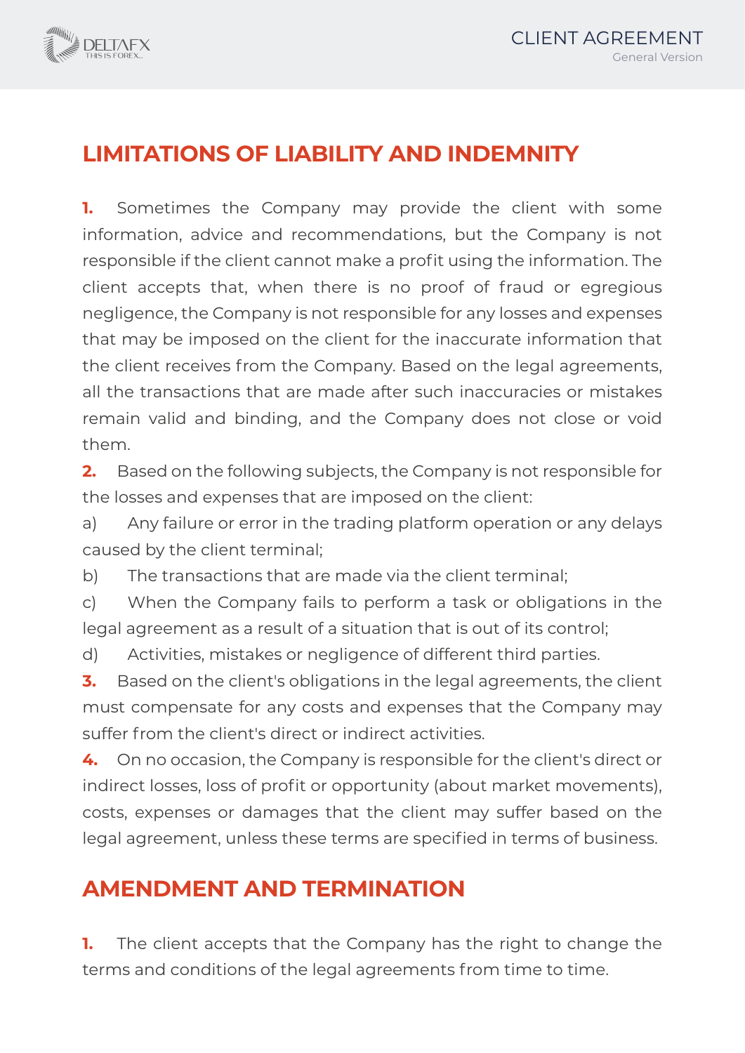## LIMITATIONS OF LIABILITY AND INDEMNITY

**1.** Sometimes the Company may provide the client with some information, advice and recommendations, but the Company is not responsible if the client cannot make a profit using the information. The client accepts that, when there is no proof of fraud or egregious negligence, the Company is not responsible for any losses and expenses that may be imposed on the client for the inaccurate information that the client receives from the Company. Based on the legal agreements, all the transactions that are made after such inaccuracies or mistakes remain valid and binding, and the Company does not close or void them.

**2.** Based on the following subjects, the Company is not responsible for the losses and expenses that are imposed on the client:

a) Any failure or error in the trading platform operation or any delays caused by the client terminal;

b) The transactions that are made via the client terminal;

c) When the Company fails to perform a task or obligations in the legal agreement as a result of a situation that is out of its control;

d) Activities, mistakes or negligence of different third parties.

**3.** Based on the client's obligations in the legal agreements, the client must compensate for any costs and expenses that the Company may suffer from the client's direct or indirect activities.

**4.** On no occasion, the Company is responsible for the client's direct or indirect losses, loss of profit or opportunity (about market movements), costs, expenses or damages that the client may suffer based on the legal agreement, unless these terms are specified in terms of business.

## AMENDMENT AND TERMINATION

**1.** The client accepts that the Company has the right to change the terms and conditions of the legal agreements from time to time.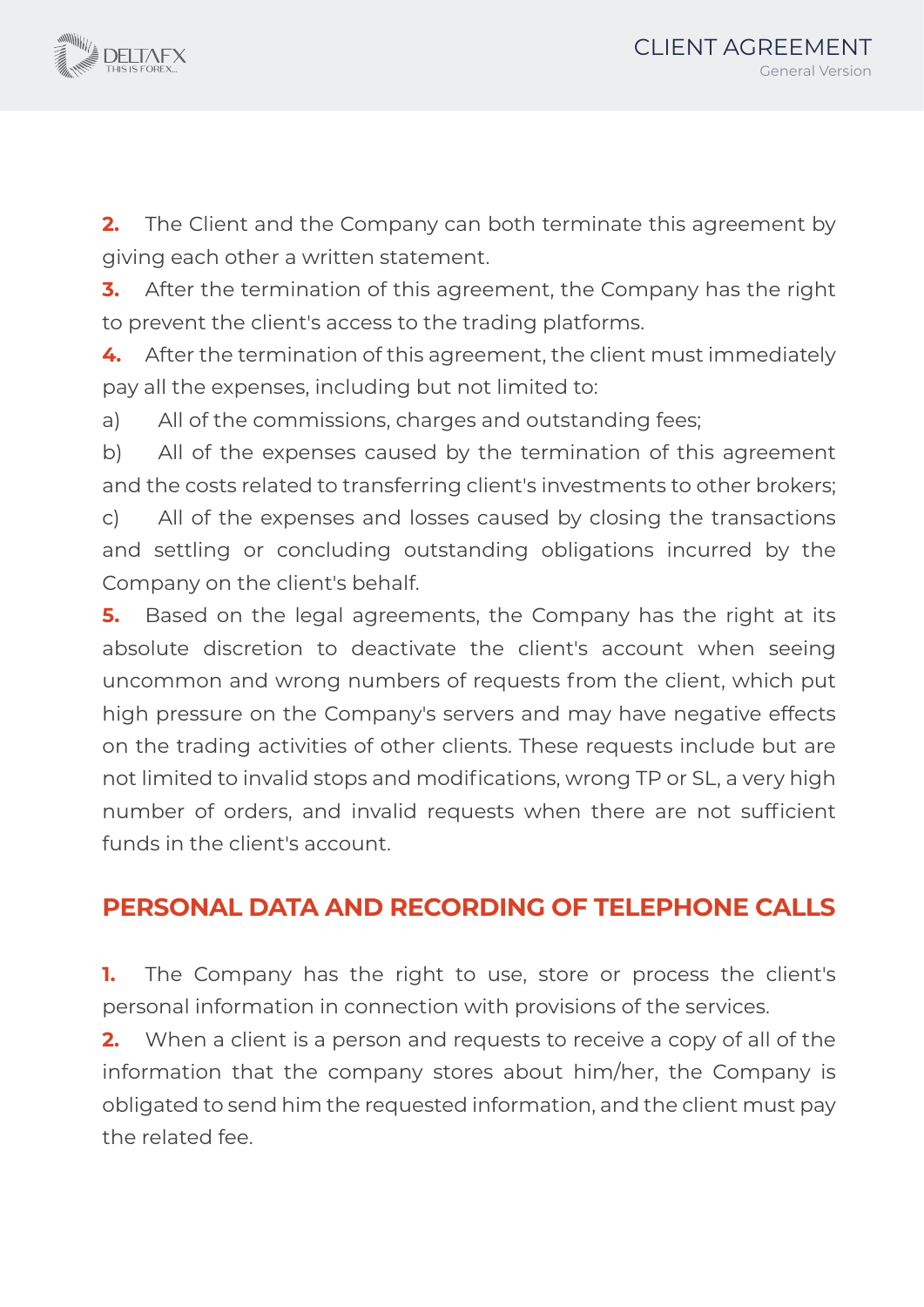**2.** The Client and the Company can both terminate this agreement by giving each other a written statement.

**3.** After the termination of this agreement, the Company has the right to prevent the client's access to the trading platforms.

**4.** After the termination of this agreement, the client must immediately pay all the expenses, including but not limited to:

a) All of the commissions, charges and outstanding fees;

b) All of the expenses caused by the termination of this agreement and the costs related to transferring client's investments to other brokers;

c) All of the expenses and losses caused by closing the transactions and settling or concluding outstanding obligations incurred by the Company on the client's behalf.

**5.** Based on the legal agreements, the Company has the right at its absolute discretion to deactivate the client's account when seeing uncommon and wrong numbers of requests from the client, which put high pressure on the Company's servers and may have negative effects on the trading activities of other clients. These requests include but are not limited to invalid stops and modifications, wrong TP or SL, a very high number of orders, and invalid requests when there are not sufficient funds in the client's account.

## PERSONAL DATA AND RECORDING OF TELEPHONE CALLS

**1.** The Company has the right to use, store or process the client's personal information in connection with provisions of the services.

**2.** When a client is a person and requests to receive a copy of all of the information that the company stores about him/her, the Company is obligated to send him the requested information, and the client must pay the related fee.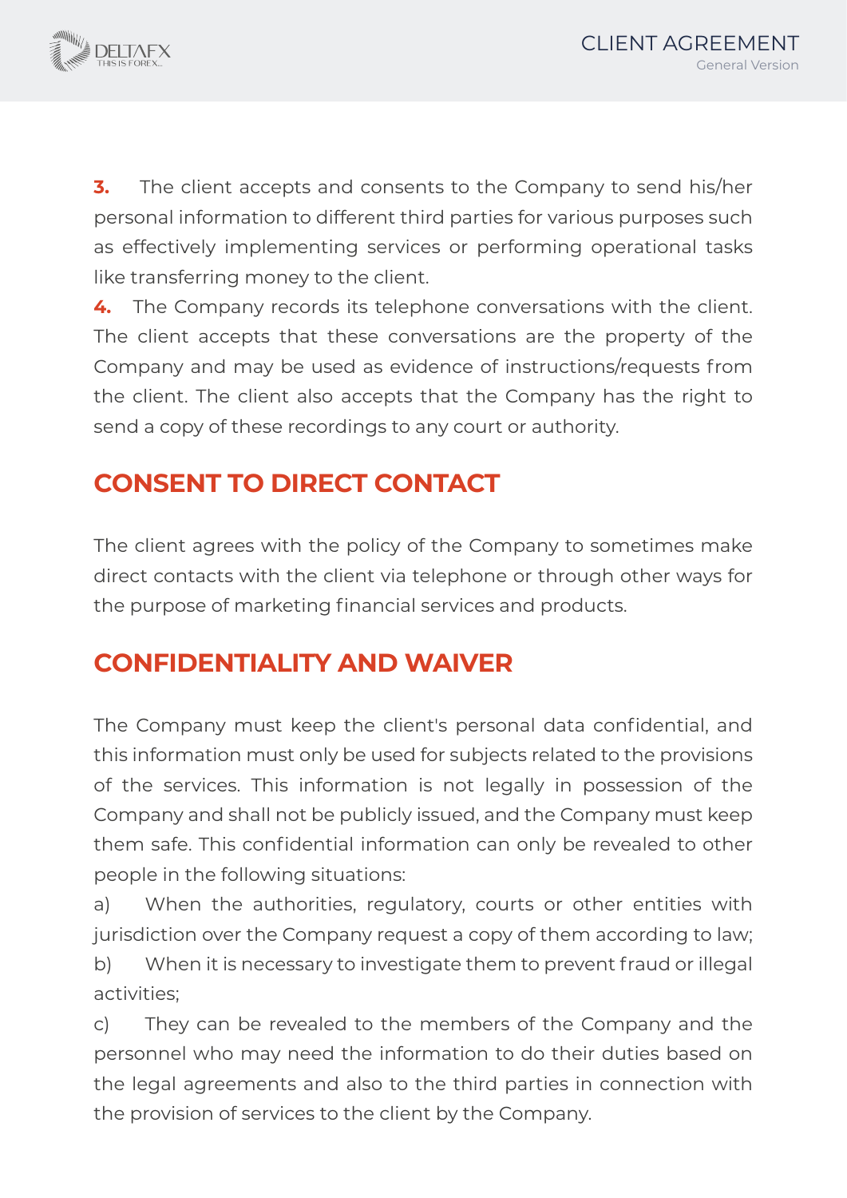**3.** The client accepts and consents to the Company to send his/her personal information to different third parties for various purposes such as effectively implementing services or performing operational tasks like transferring money to the client.

**4.** The Company records its telephone conversations with the client. The client accepts that these conversations are the property of the Company and may be used as evidence of instructions/requests from the client. The client also accepts that the Company has the right to send a copy of these recordings to any court or authority.

## CONSENT TO DIRECT CONTACT

The client agrees with the policy of the Company to sometimes make direct contacts with the client via telephone or through other ways for the purpose of marketing financial services and products.

## CONFIDENTIALITY AND WAIVER

The Company must keep the client's personal data confidential, and this information must only be used for subjects related to the provisions of the services. This information is not legally in possession of the Company and shall not be publicly issued, and the Company must keep them safe. This confidential information can only be revealed to other people in the following situations:

a) When the authorities, regulatory, courts or other entities with jurisdiction over the Company request a copy of them according to law;

b) When it is necessary to investigate them to prevent fraud or illegal activities;

c) They can be revealed to the members of the Company and the personnel who may need the information to do their duties based on the legal agreements and also to the third parties in connection with the provision of services to the client by the Company.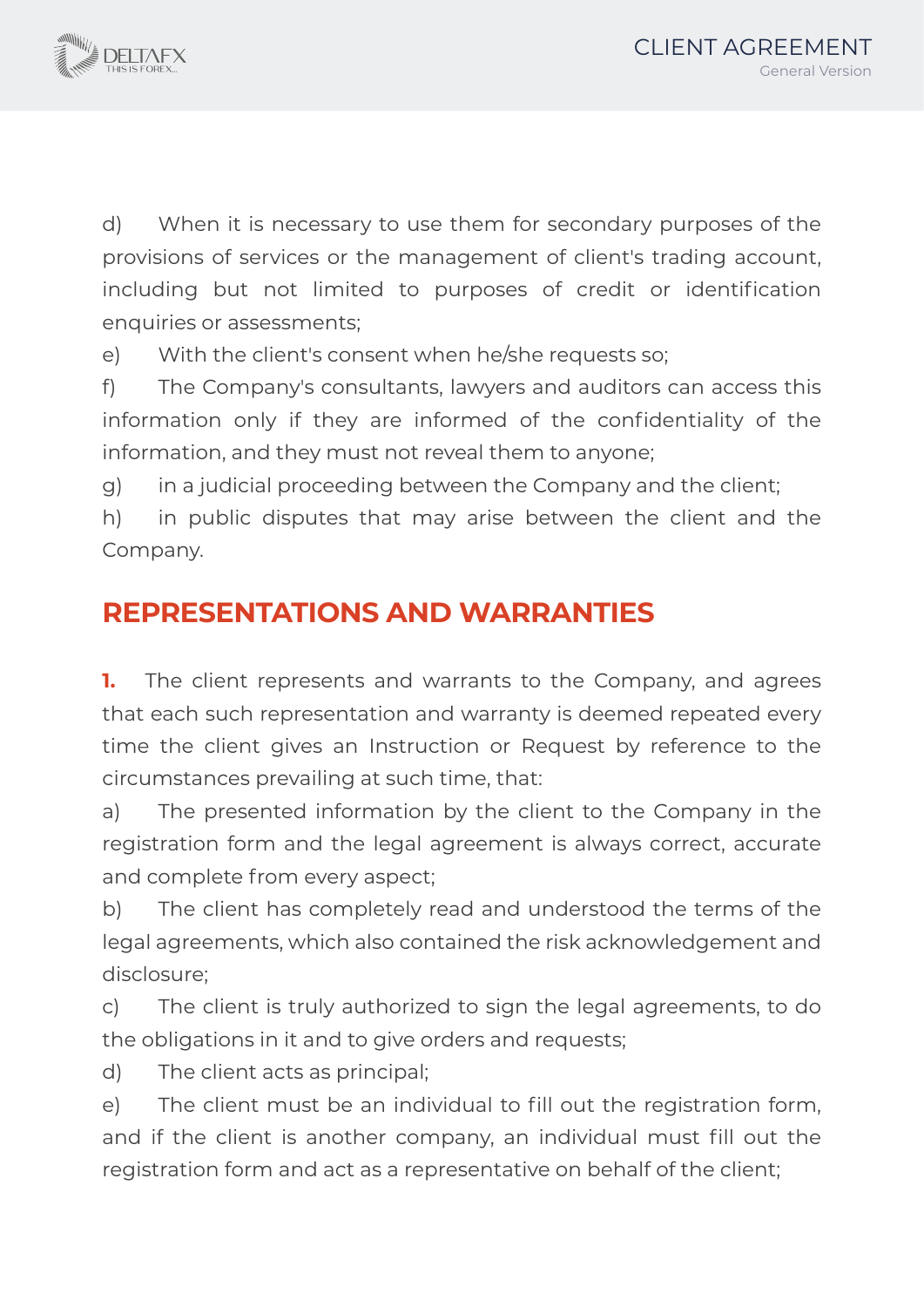d) When it is necessary to use them for secondary purposes of the provisions of services or the management of client's trading account, including but not limited to purposes of credit or identification enquiries or assessments;

e) With the client's consent when he/she requests so;

f) The Company's consultants, lawyers and auditors can access this information only if they are informed of the confidentiality of the information, and they must not reveal them to anyone;

g) in a judicial proceeding between the Company and the client;

h) in public disputes that may arise between the client and the Company.

## REPRESENTATIONS AND WARRANTIES

**1.** The client represents and warrants to the Company, and agrees that each such representation and warranty is deemed repeated every time the client gives an Instruction or Request by reference to the circumstances prevailing at such time, that:

a) The presented information by the client to the Company in the registration form and the legal agreement is always correct, accurate and complete from every aspect;

b) The client has completely read and understood the terms of the legal agreements, which also contained the risk acknowledgement and disclosure;

c) The client is truly authorized to sign the legal agreements, to do the obligations in it and to give orders and requests;

d) The client acts as principal;

e) The client must be an individual to fill out the registration form, and if the client is another company, an individual must fill out the registration form and act as a representative on behalf of the client;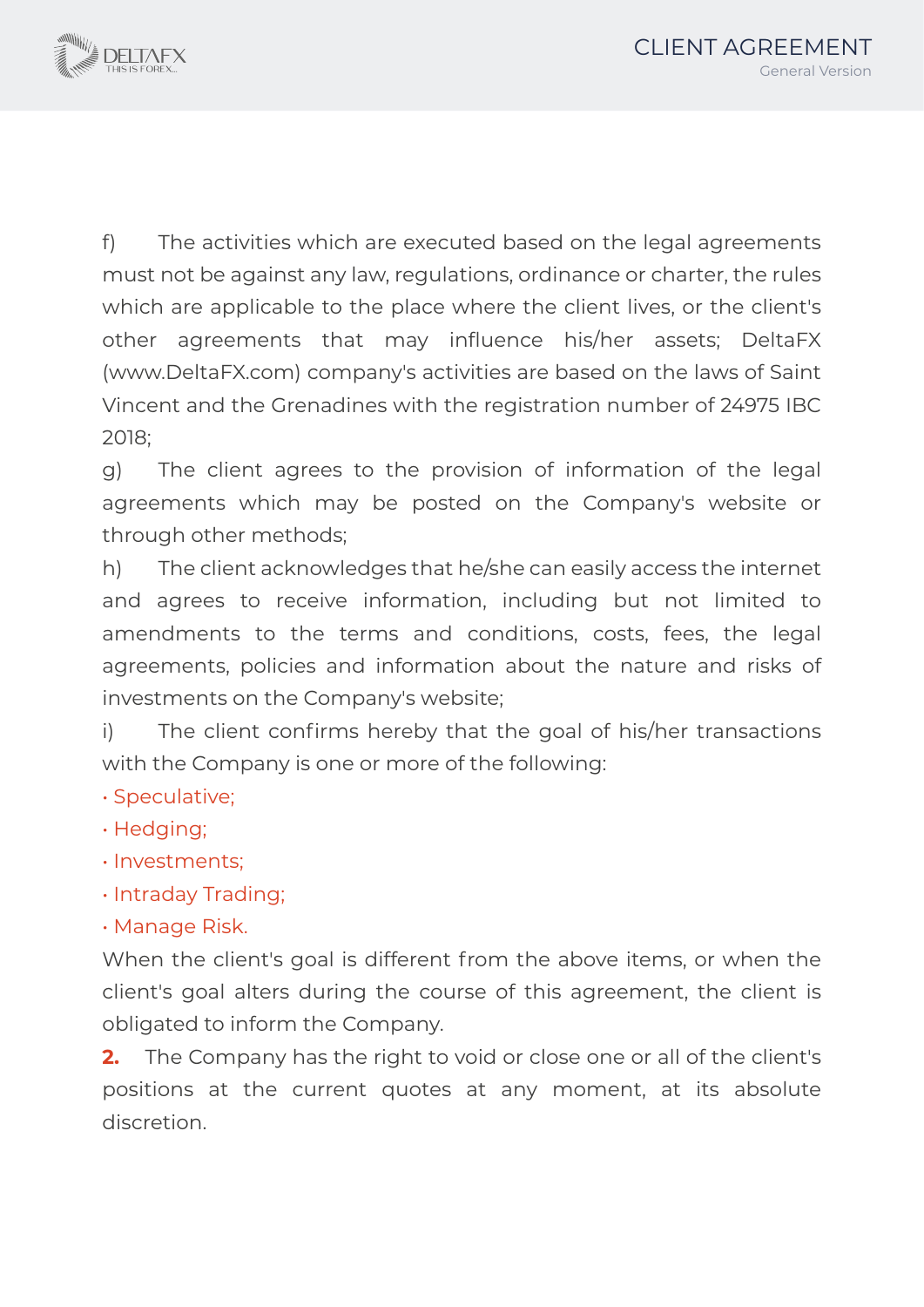f) The activities which are executed based on the legal agreements must not be against any law, regulations, ordinance or charter, the rules which are applicable to the place where the client lives, or the client's other agreements that may influence his/her assets; DeltaFX (www.DeltaFX.com) company's activities are based on the laws of Saint Vincent and the Grenadines with the registration number of 24975 IBC 2018;

g) The client agrees to the provision of information of the legal agreements which may be posted on the Company's website or through other methods;

h) The client acknowledges that he/she can easily access the internet and agrees to receive information, including but not limited to amendments to the terms and conditions, costs, fees, the legal agreements, policies and information about the nature and risks of investments on the Company's website;

i) The client confirms hereby that the goal of his/her transactions with the Company is one or more of the following:

- Speculative;
- Hedging;
- Investments;
- Intraday Trading;
- Manage Risk.

When the client's goal is different from the above items, or when the client's goal alters during the course of this agreement, the client is obligated to inform the Company.

**2.** The Company has the right to void or close one or all of the client's positions at the current quotes at any moment, at its absolute discretion.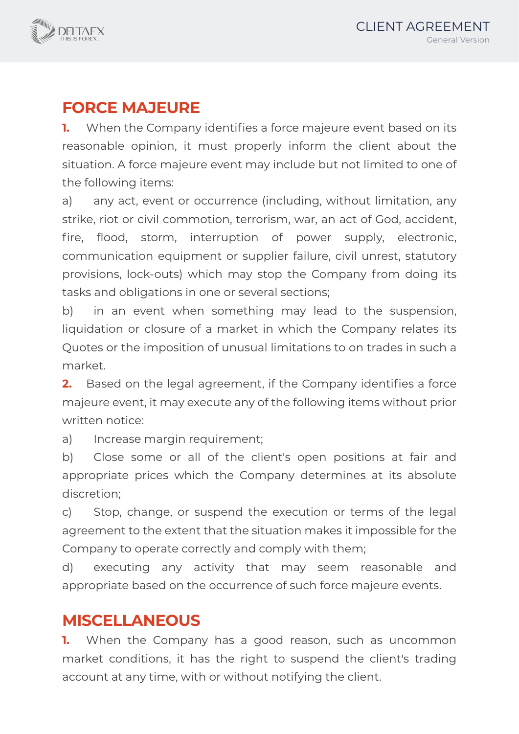## FORCE MAJEURE

**1.** When the Company identifies a force majeure event based on its reasonable opinion, it must properly inform the client about the situation. A force majeure event may include but not limited to one of the following items:

a) any act, event or occurrence (including, without limitation, any strike, riot or civil commotion, terrorism, war, an act of God, accident, fire, flood, storm, interruption of power supply, electronic, communication equipment or supplier failure, civil unrest, statutory provisions, lock-outs) which may stop the Company from doing its tasks and obligations in one or several sections;

b) in an event when something may lead to the suspension, liquidation or closure of a market in which the Company relates its Quotes or the imposition of unusual limitations to on trades in such a market.

**2.** Based on the legal agreement, if the Company identifies a force majeure event, it may execute any of the following items without prior written notice:

a) Increase margin requirement;

b) Close some or all of the client's open positions at fair and appropriate prices which the Company determines at its absolute discretion;

c) Stop, change, or suspend the execution or terms of the legal agreement to the extent that the situation makes it impossible for the Company to operate correctly and comply with them;

d) executing any activity that may seem reasonable and appropriate based on the occurrence of such force majeure events.

## MISCELLANEOUS

**1.** When the Company has a good reason, such as uncommon market conditions, it has the right to suspend the client's trading account at any time, with or without notifying the client.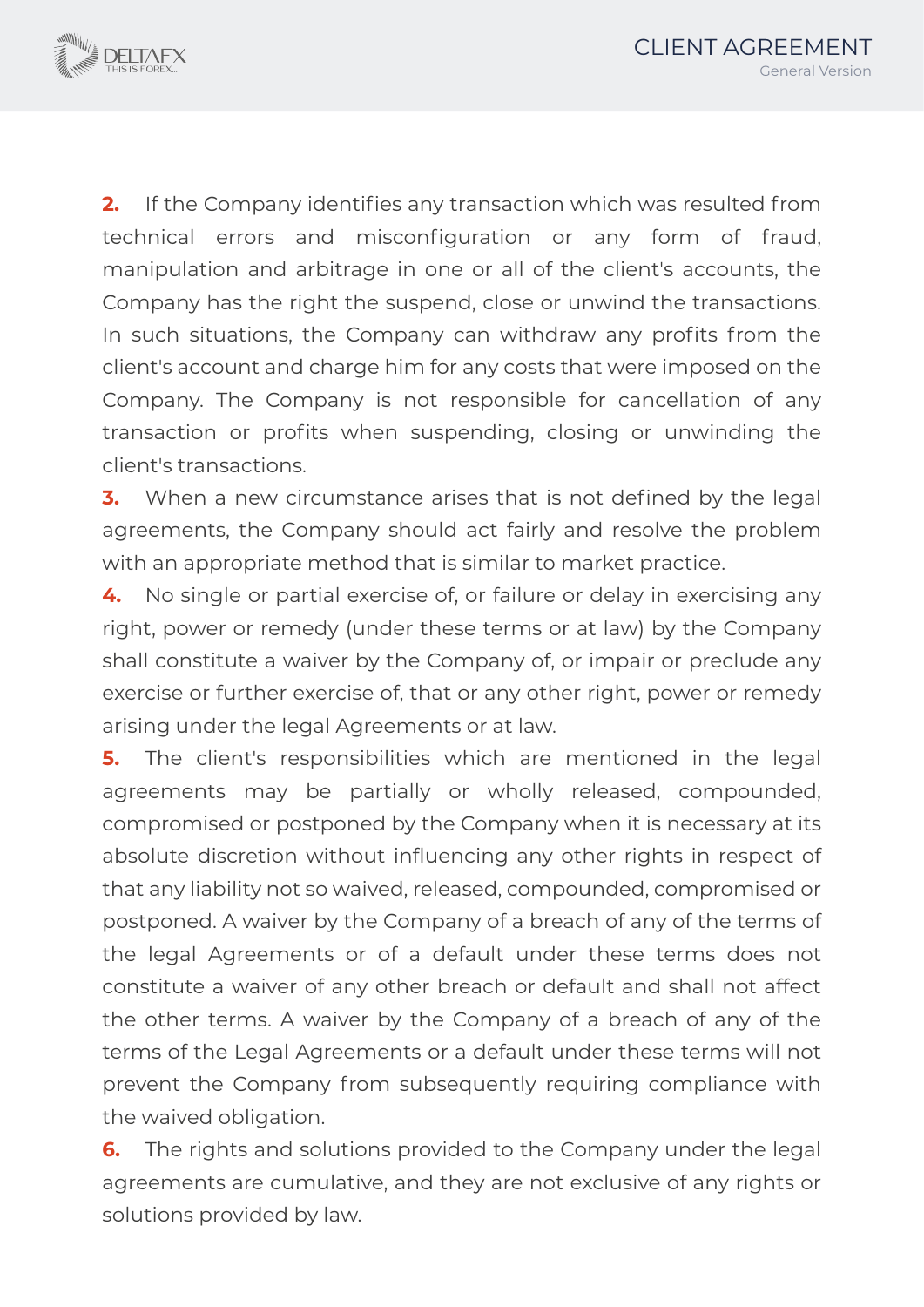**2.** If the Company identifies any transaction which was resulted from technical errors and misconfiguration or any form of fraud, manipulation and arbitrage in one or all of the client's accounts, the Company has the right the suspend, close or unwind the transactions. In such situations, the Company can withdraw any profits from the client's account and charge him for any costs that were imposed on the Company. The Company is not responsible for cancellation of any transaction or profits when suspending, closing or unwinding the client's transactions.

**3.** When a new circumstance arises that is not defined by the legal agreements, the Company should act fairly and resolve the problem with an appropriate method that is similar to market practice.

**4.** No single or partial exercise of, or failure or delay in exercising any right, power or remedy (under these terms or at law) by the Company shall constitute a waiver by the Company of, or impair or preclude any exercise or further exercise of, that or any other right, power or remedy arising under the legal Agreements or at law.

**5.** The client's responsibilities which are mentioned in the legal agreements may be partially or wholly released, compounded, compromised or postponed by the Company when it is necessary at its absolute discretion without influencing any other rights in respect of that any liability not so waived, released, compounded, compromised or postponed. A waiver by the Company of a breach of any of the terms of the legal Agreements or of a default under these terms does not constitute a waiver of any other breach or default and shall not affect the other terms. A waiver by the Company of a breach of any of the terms of the Legal Agreements or a default under these terms will not prevent the Company from subsequently requiring compliance with the waived obligation.

**6.** The rights and solutions provided to the Company under the legal agreements are cumulative, and they are not exclusive of any rights or solutions provided by law.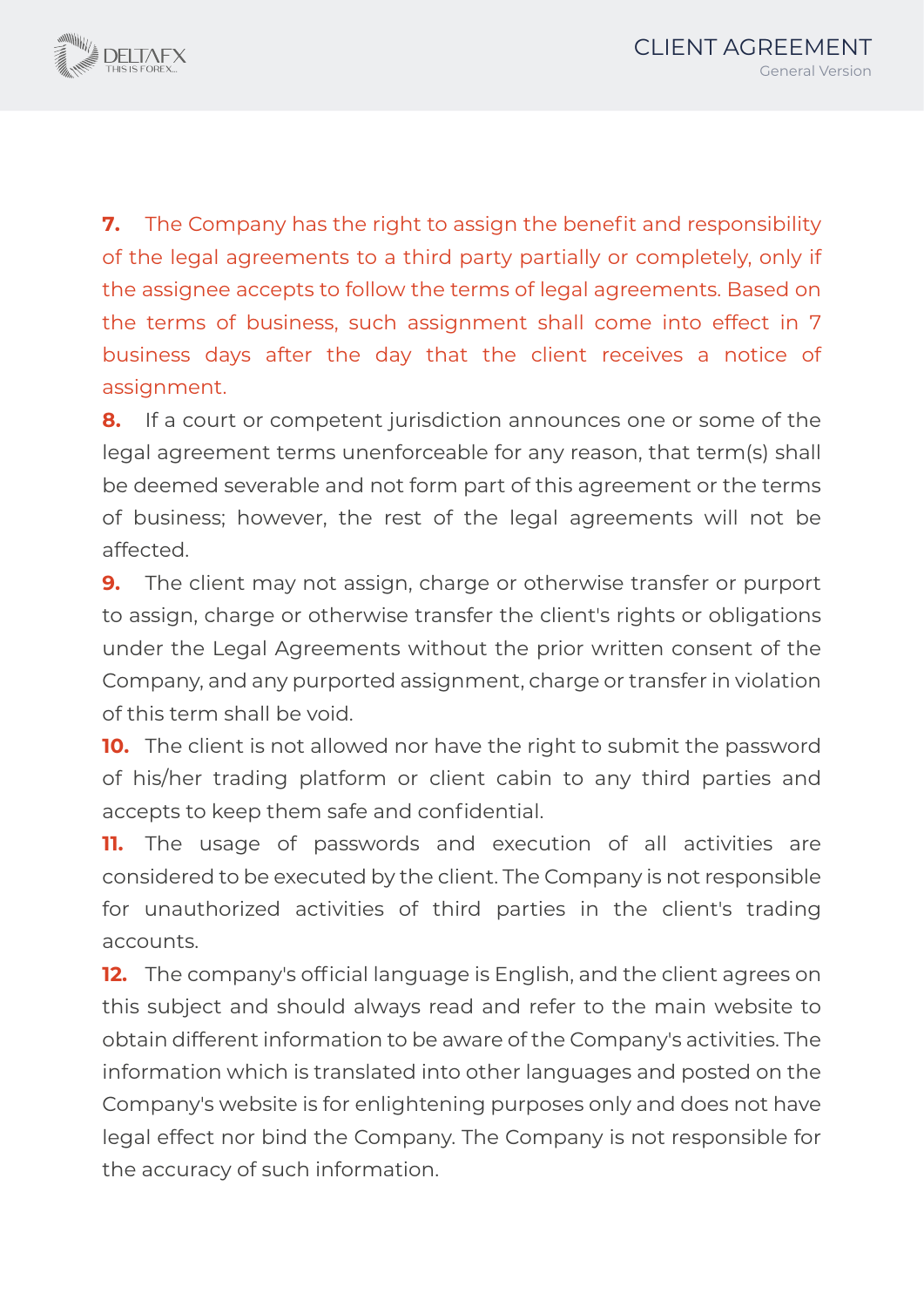**7.** The Company has the right to assign the benefit and responsibility of the legal agreements to a third party partially or completely, only if the assignee accepts to follow the terms of legal agreements. Based on the terms of business, such assignment shall come into effect in 7 business days after the day that the client receives a notice of assignment.

**8.** If a court or competent jurisdiction announces one or some of the legal agreement terms unenforceable for any reason, that term(s) shall be deemed severable and not form part of this agreement or the terms of business; however, the rest of the legal agreements will not be affected.

**9.** The client may not assign, charge or otherwise transfer or purport to assign, charge or otherwise transfer the client's rights or obligations under the Legal Agreements without the prior written consent of the Company, and any purported assignment, charge or transfer in violation of this term shall be void.

**10.** The client is not allowed nor have the right to submit the password of his/her trading platform or client cabin to any third parties and accepts to keep them safe and confidential.

**11.** The usage of passwords and execution of all activities are considered to be executed by the client. The Company is not responsible for unauthorized activities of third parties in the client's trading accounts.

**12.** The company's official language is English, and the client agrees on this subject and should always read and refer to the main website to obtain different information to be aware of the Company's activities. The information which is translated into other languages and posted on the Company's website is for enlightening purposes only and does not have legal effect nor bind the Company. The Company is not responsible for the accuracy of such information.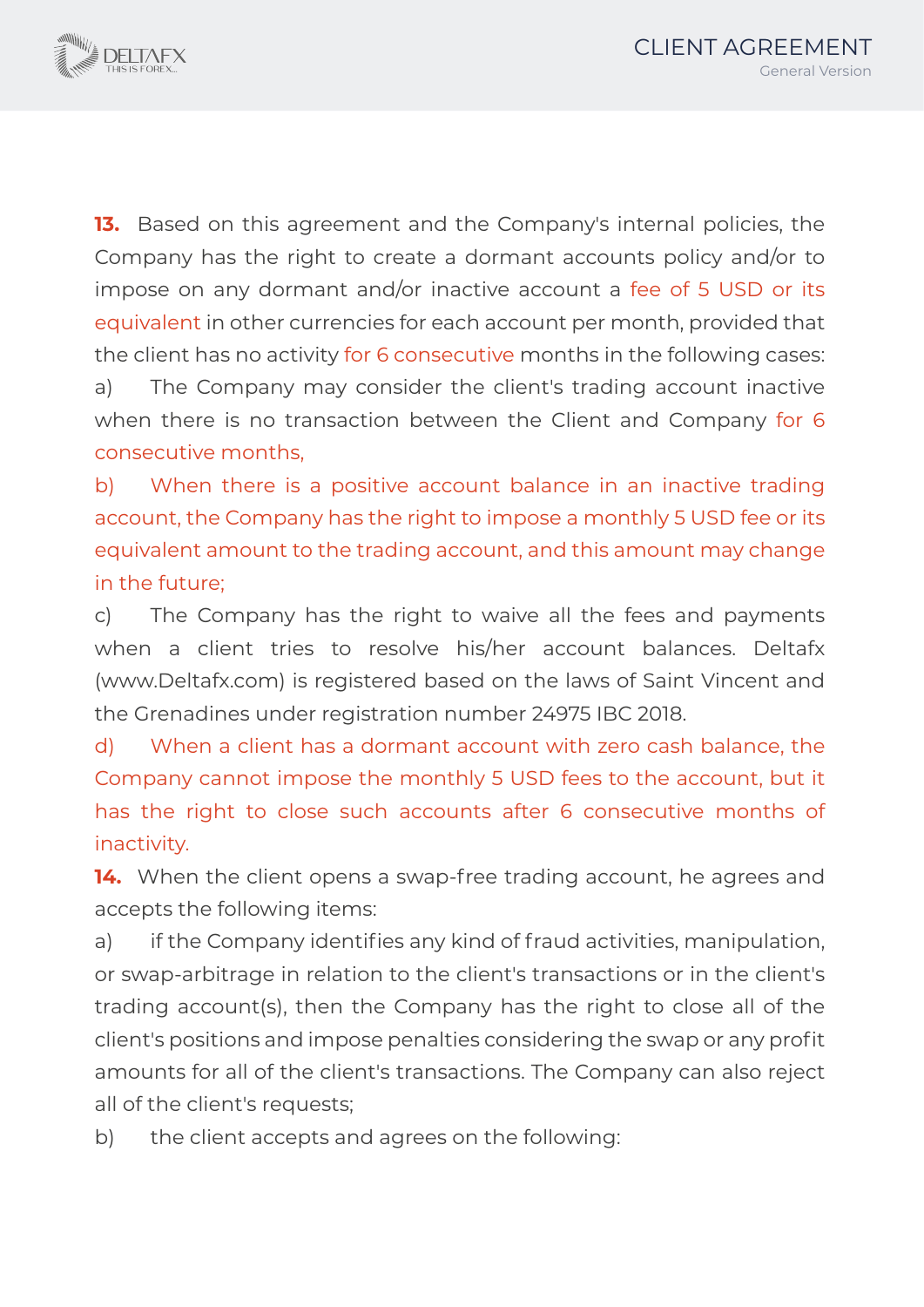**13.** Based on this agreement and the Company's internal policies, the Company has the right to create a dormant accounts policy and/or to impose on any dormant and/or inactive account a fee of 5 USD or its equivalent in other currencies for each account per month, provided that the client has no activity for 6 consecutive months in the following cases:

a) The Company may consider the client's trading account inactive when there is no transaction between the Client and Company for 6 consecutive months,

b) When there is a positive account balance in an inactive trading account, the Company has the right to impose a monthly 5 USD fee or its equivalent amount to the trading account, and this amount may change in the future;

c) The Company has the right to waive all the fees and payments when a client tries to resolve his/her account balances. Deltafx (www.Deltafx.com) is registered based on the laws of Saint Vincent and the Grenadines under registration number 24975 IBC 2018.

d) When a client has a dormant account with zero cash balance, the Company cannot impose the monthly 5 USD fees to the account, but it has the right to close such accounts after 6 consecutive months of inactivity.

**14.** When the client opens a swap-free trading account, he agrees and accepts the following items:

a) if the Company identifies any kind of fraud activities, manipulation, or swap-arbitrage in relation to the client's transactions or in the client's trading account(s), then the Company has the right to close all of the client's positions and impose penalties considering the swap or any profit amounts for all of the client's transactions. The Company can also reject all of the client's requests;

b) the client accepts and agrees on the following: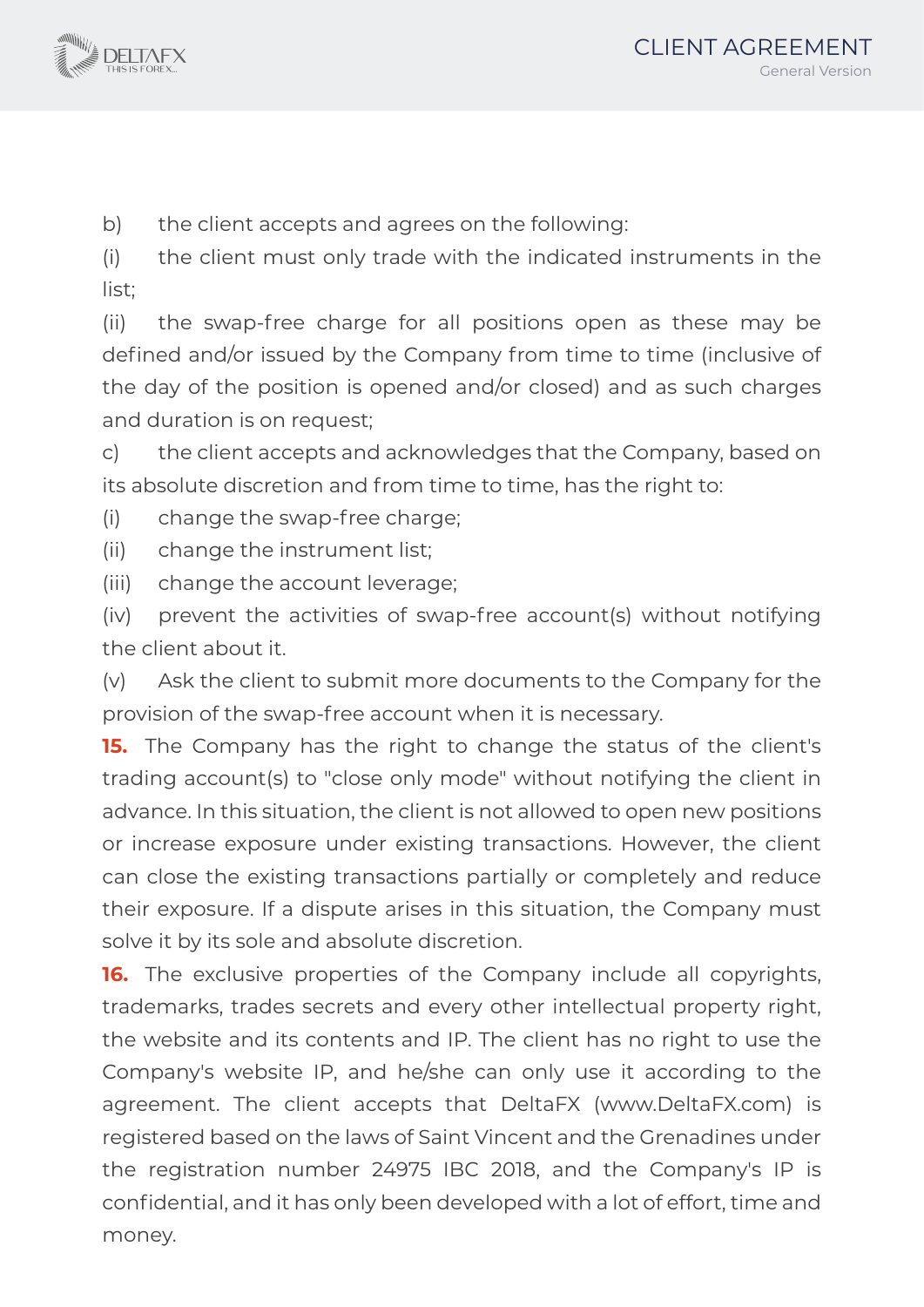b) the client accepts and agrees on the following:

(i) the client must only trade with the indicated instruments in the list;

(ii) the swap-free charge for all positions open as these may be defined and/or issued by the Company from time to time (inclusive of the day of the position is opened and/or closed) and as such charges and duration is on request;

c) the client accepts and acknowledges that the Company, based on its absolute discretion and from time to time, has the right to:

(i) change the swap-free charge;

(ii) change the instrument list;

(iii) change the account leverage;

(iv) prevent the activities of swap-free account(s) without notifying the client about it.

(v) Ask the client to submit more documents to the Company for the provision of the swap-free account when it is necessary.

**15.** The Company has the right to change the status of the client's trading account(s) to "close only mode" without notifying the client in advance. In this situation, the client is not allowed to open new positions or increase exposure under existing transactions. However, the client can close the existing transactions partially or completely and reduce their exposure. If a dispute arises in this situation, the Company must solve it by its sole and absolute discretion.

**16.** The exclusive properties of the Company include all copyrights, trademarks, trades secrets and every other intellectual property right, the website and its contents and IP. The client has no right to use the Company's website IP, and he/she can only use it according to the agreement. The client accepts that DeltaFX (www.DeltaFX.com) is registered based on the laws of Saint Vincent and the Grenadines under the registration number 24975 IBC 2018, and the Company's IP is confidential, and it has only been developed with a lot of effort, time and money.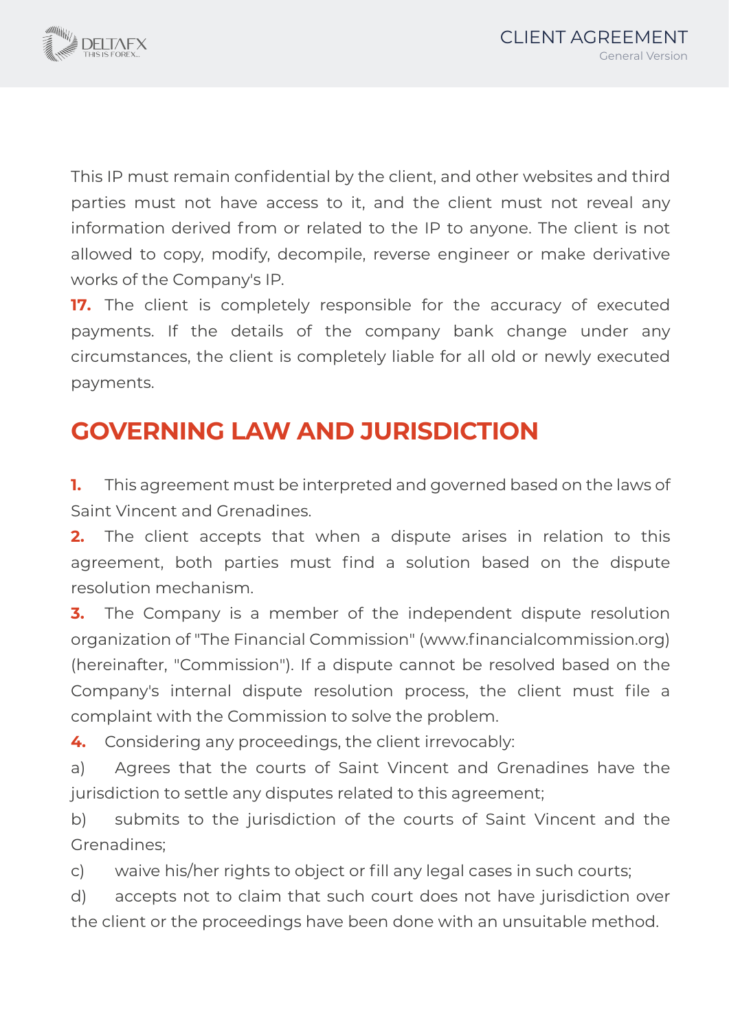This IP must remain confidential by the client, and other websites and third parties must not have access to it, and the client must not reveal any information derived from or related to the IP to anyone. The client is not allowed to copy, modify, decompile, reverse engineer or make derivative works of the Company's IP.

**17.** The client is completely responsible for the accuracy of executed payments. If the details of the company bank change under any circumstances, the client is completely liable for all old or newly executed payments.

## GOVERNING LAW AND JURISDICTION

**1.** This agreement must be interpreted and governed based on the laws of Saint Vincent and Grenadines.

**2.** The client accepts that when a dispute arises in relation to this agreement, both parties must find a solution based on the dispute resolution mechanism.

**3.** The Company is a member of the independent dispute resolution organization of "The Financial Commission" (www.financialcommission.org) (hereinafter, "Commission"). If a dispute cannot be resolved based on the Company's internal dispute resolution process, the client must file a complaint with the Commission to solve the problem.

**4.** Considering any proceedings, the client irrevocably:

a) Agrees that the courts of Saint Vincent and Grenadines have the jurisdiction to settle any disputes related to this agreement;

b) submits to the jurisdiction of the courts of Saint Vincent and the Grenadines;

c) waive his/her rights to object or fill any legal cases in such courts;

d) accepts not to claim that such court does not have jurisdiction over the client or the proceedings have been done with an unsuitable method.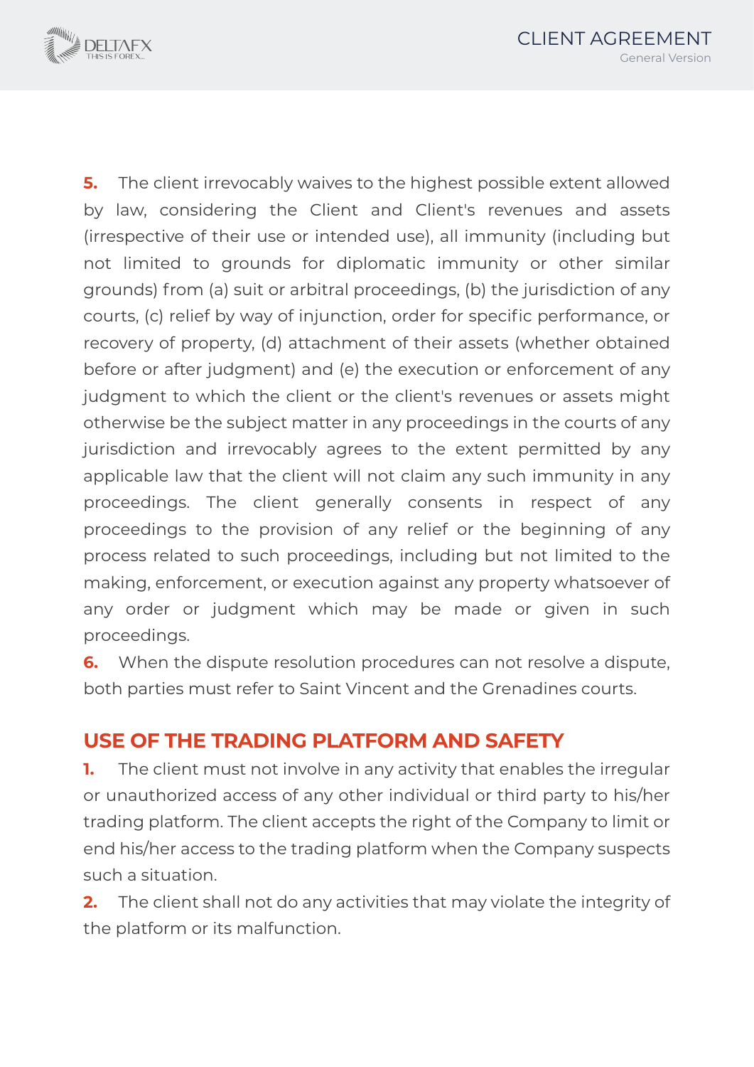**5.** The client irrevocably waives to the highest possible extent allowed by law, considering the Client and Client's revenues and assets (irrespective of their use or intended use), all immunity (including but not limited to grounds for diplomatic immunity or other similar grounds) from (a) suit or arbitral proceedings, (b) the jurisdiction of any courts, (c) relief by way of injunction, order for specific performance, or recovery of property, (d) attachment of their assets (whether obtained before or after judgment) and (e) the execution or enforcement of any judgment to which the client or the client's revenues or assets might otherwise be the subject matter in any proceedings in the courts of any jurisdiction and irrevocably agrees to the extent permitted by any applicable law that the client will not claim any such immunity in any proceedings. The client generally consents in respect of any proceedings to the provision of any relief or the beginning of any process related to such proceedings, including but not limited to the making, enforcement, or execution against any property whatsoever of any order or judgment which may be made or given in such proceedings.

**6.** When the dispute resolution procedures can not resolve a dispute, both parties must refer to Saint Vincent and the Grenadines courts.

## USE OF THE TRADING PLATFORM AND SAFETY

**1.** The client must not involve in any activity that enables the irregular or unauthorized access of any other individual or third party to his/her trading platform. The client accepts the right of the Company to limit or end his/her access to the trading platform when the Company suspects such a situation.

**2.** The client shall not do any activities that may violate the integrity of the platform or its malfunction.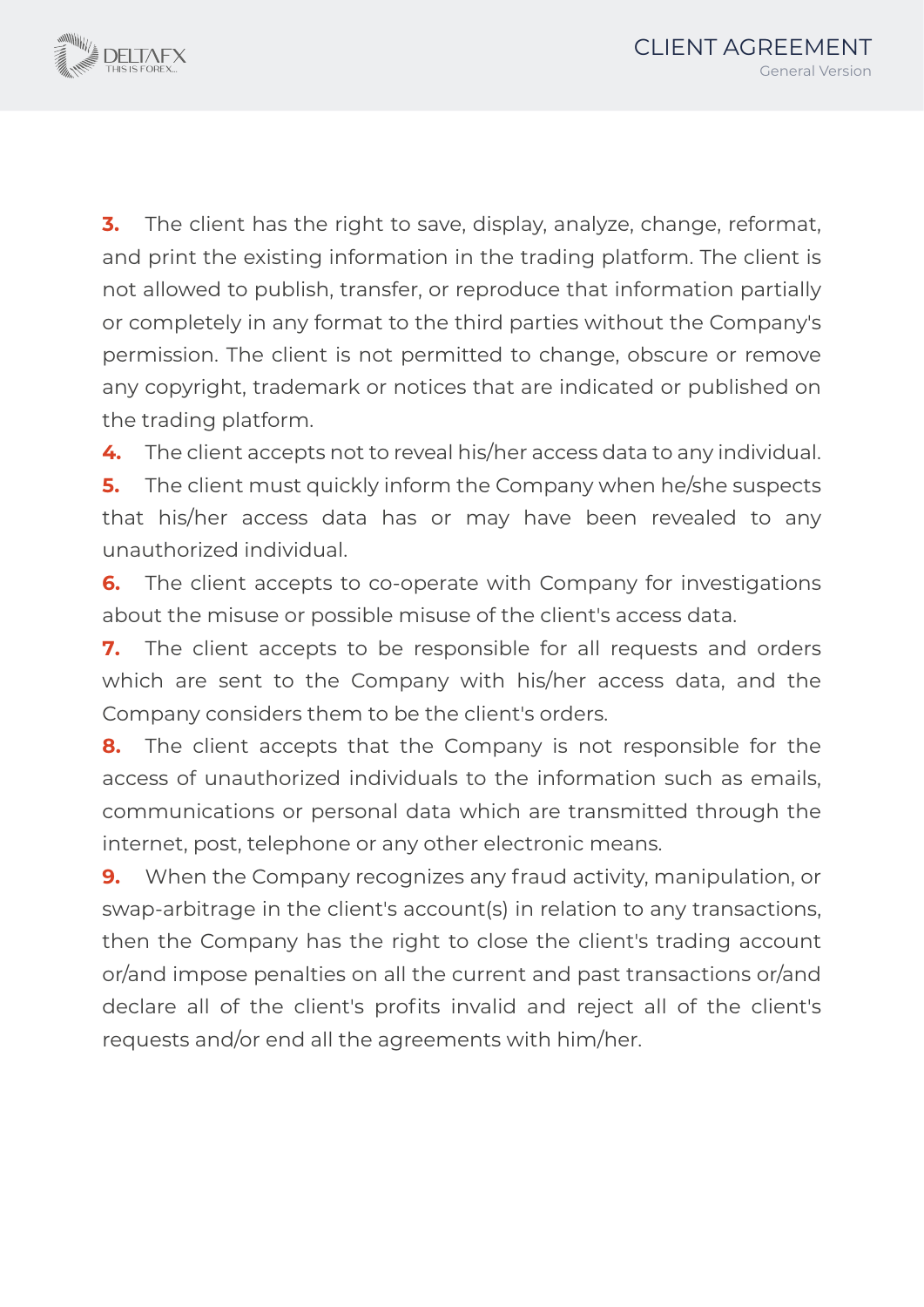**3.** The client has the right to save, display, analyze, change, reformat, and print the existing information in the trading platform. The client is not allowed to publish, transfer, or reproduce that information partially or completely in any format to the third parties without the Company's permission. The client is not permitted to change, obscure or remove any copyright, trademark or notices that are indicated or published on the trading platform.

**4.** The client accepts not to reveal his/her access data to any individual.

**5.** The client must quickly inform the Company when he/she suspects that his/her access data has or may have been revealed to any unauthorized individual.

**6.** The client accepts to co-operate with Company for investigations about the misuse or possible misuse of the client's access data.

**7.** The client accepts to be responsible for all requests and orders which are sent to the Company with his/her access data, and the Company considers them to be the client's orders.

**8.** The client accepts that the Company is not responsible for the access of unauthorized individuals to the information such as emails, communications or personal data which are transmitted through the internet, post, telephone or any other electronic means.

**9.** When the Company recognizes any fraud activity, manipulation, or swap-arbitrage in the client's account(s) in relation to any transactions, then the Company has the right to close the client's trading account or/and impose penalties on all the current and past transactions or/and declare all of the client's profits invalid and reject all of the client's requests and/or end all the agreements with him/her.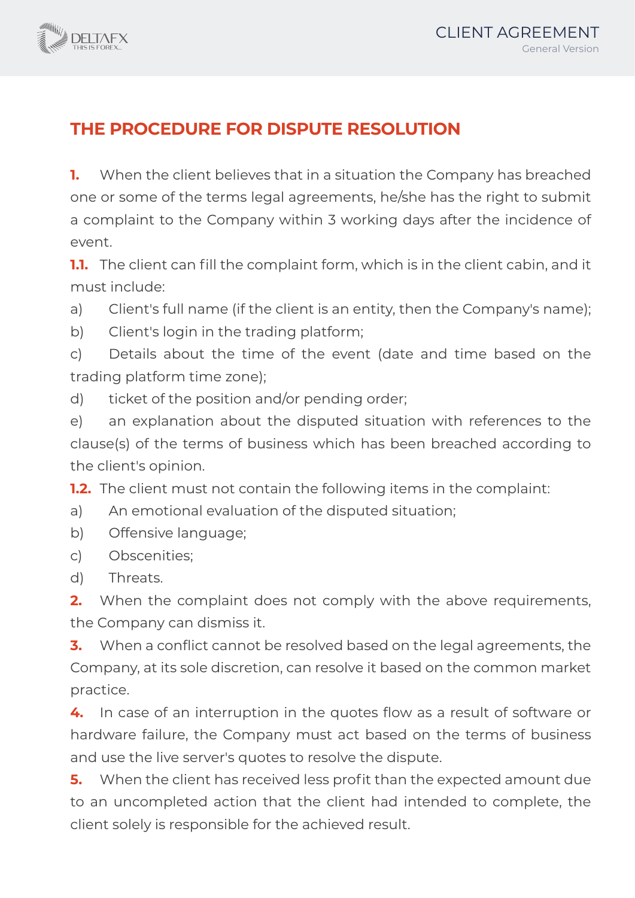## THE PROCEDURE FOR DISPUTE RESOLUTION

**1.** When the client believes that in a situation the Company has breached one or some of the terms legal agreements, he/she has the right to submit a complaint to the Company within 3 working days after the incidence of event.

**1.1.** The client can fill the complaint form, which is in the client cabin, and it must include:

a) Client's full name (if the client is an entity, then the Company's name);

b) Client's login in the trading platform;

c) Details about the time of the event (date and time based on the trading platform time zone);

d) ticket of the position and/or pending order;

e) an explanation about the disputed situation with references to the clause(s) of the terms of business which has been breached according to the client's opinion.

**1.2.** The client must not contain the following items in the complaint:

a) An emotional evaluation of the disputed situation;

b) Offensive language;

c) Obscenities;

d) Threats.

**2.** When the complaint does not comply with the above requirements, the Company can dismiss it.

**3.** When a conflict cannot be resolved based on the legal agreements, the Company, at its sole discretion, can resolve it based on the common market practice.

**4.** In case of an interruption in the quotes flow as a result of software or hardware failure, the Company must act based on the terms of business and use the live server's quotes to resolve the dispute.

**5.** When the client has received less profit than the expected amount due to an uncompleted action that the client had intended to complete, the client solely is responsible for the achieved result.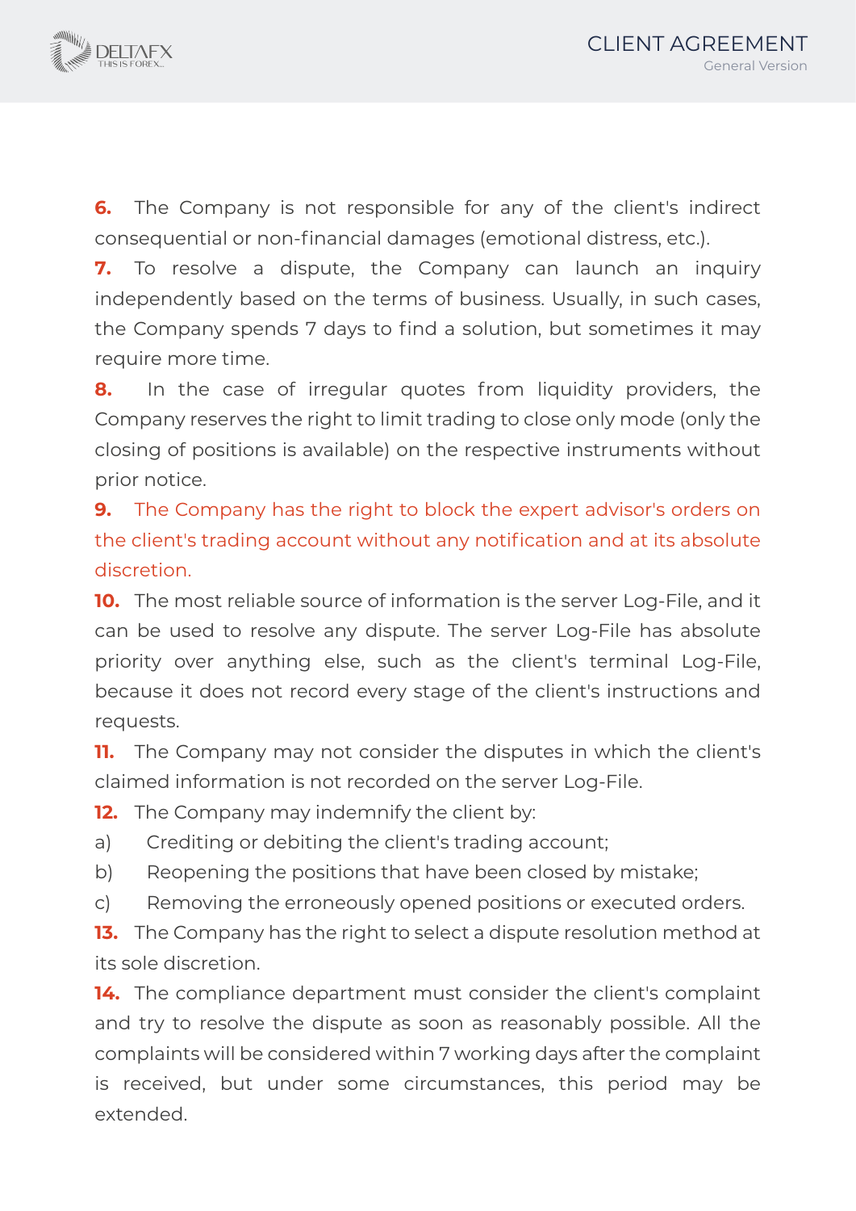**6.** The Company is not responsible for any of the client's indirect consequential or non-financial damages (emotional distress, etc.).

**7.** To resolve a dispute, the Company can launch an inquiry independently based on the terms of business. Usually, in such cases, the Company spends 7 days to find a solution, but sometimes it may require more time.

**8.** In the case of irregular quotes from liquidity providers, the Company reserves the right to limit trading to close only mode (only the closing of positions is available) on the respective instruments without prior notice.

**9.** The Company has the right to block the expert advisor's orders on the client's trading account without any notification and at its absolute discretion.

**10.** The most reliable source of information is the server Log-File, and it can be used to resolve any dispute. The server Log-File has absolute priority over anything else, such as the client's terminal Log-File, because it does not record every stage of the client's instructions and requests.

**11.** The Company may not consider the disputes in which the client's claimed information is not recorded on the server Log-File.

**12.** The Company may indemnify the client by:

a) Crediting or debiting the client's trading account;

b) Reopening the positions that have been closed by mistake;

c) Removing the erroneously opened positions or executed orders.

**13.** The Company has the right to select a dispute resolution method at its sole discretion.

**14.** The compliance department must consider the client's complaint and try to resolve the dispute as soon as reasonably possible. All the complaints will be considered within 7 working days after the complaint is received, but under some circumstances, this period may be extended.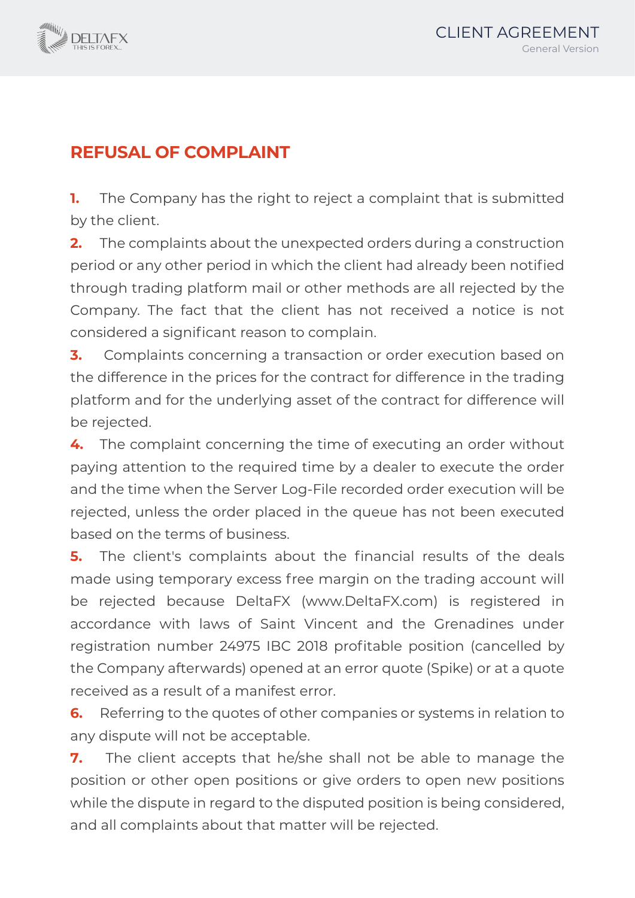## REFUSAL OF COMPLAINT

1. The Company has the right to reject a complaint that is submitted by the client.
2. The complaints about the unexpected orders during a construction period or any other period in which the client had already been notified through trading platform mail or other methods are all rejected by the Company. The fact that the client has not received a notice is not considered a significant reason to complain.
3. Complaints concerning a transaction or order execution based on the difference in the prices for the contract for difference in the trading platform and for the underlying asset of the contract for difference will be rejected.
4. The complaint concerning the time of executing an order without paying attention to the required time by a dealer to execute the order and the time when the Server Log-File recorded order execution will be rejected, unless the order placed in the queue has not been executed based on the terms of business.
5. The client's complaints about the financial results of the deals made using temporary excess free margin on the trading account will be rejected because DeltaFX (www.DeltaFX.com) is registered in accordance with laws of Saint Vincent and the Grenadines under registration number 24975 IBC 2018 profitable position (cancelled by the Company afterwards) opened at an error quote (Spike) or at a quote received as a result of a manifest error.
6. Referring to the quotes of other companies or systems in relation to any dispute will not be acceptable.
7. The client accepts that he/she shall not be able to manage the position or other open positions or give orders to open new positions while the dispute in regard to the disputed position is being considered, and all complaints about that matter will be rejected.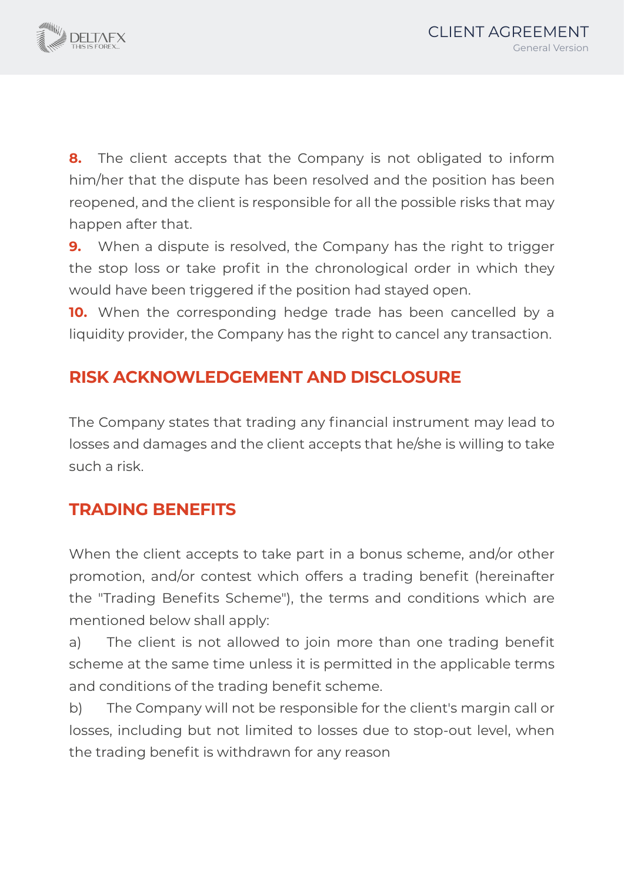**8.** The client accepts that the Company is not obligated to inform him/her that the dispute has been resolved and the position has been reopened, and the client is responsible for all the possible risks that may happen after that.

**9.** When a dispute is resolved, the Company has the right to trigger the stop loss or take profit in the chronological order in which they would have been triggered if the position had stayed open.

**10.** When the corresponding hedge trade has been cancelled by a liquidity provider, the Company has the right to cancel any transaction.

## RISK ACKNOWLEDGEMENT AND DISCLOSURE

The Company states that trading any financial instrument may lead to losses and damages and the client accepts that he/she is willing to take such a risk.

## TRADING BENEFITS

When the client accepts to take part in a bonus scheme, and/or other promotion, and/or contest which offers a trading benefit (hereinafter the "Trading Benefits Scheme"), the terms and conditions which are mentioned below shall apply:

a) The client is not allowed to join more than one trading benefit scheme at the same time unless it is permitted in the applicable terms and conditions of the trading benefit scheme.

b) The Company will not be responsible for the client's margin call or losses, including but not limited to losses due to stop-out level, when the trading benefit is withdrawn for any reason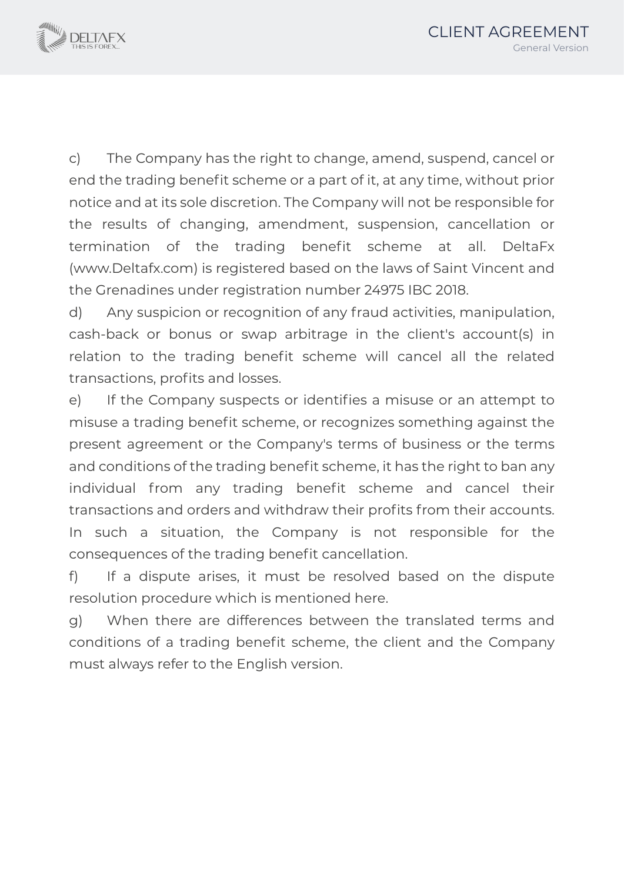c) The Company has the right to change, amend, suspend, cancel or end the trading benefit scheme or a part of it, at any time, without prior notice and at its sole discretion. The Company will not be responsible for the results of changing, amendment, suspension, cancellation or termination of the trading benefit scheme at all. DeltaFx (www.Deltafx.com) is registered based on the laws of Saint Vincent and the Grenadines under registration number 24975 IBC 2018.

d) Any suspicion or recognition of any fraud activities, manipulation, cash-back or bonus or swap arbitrage in the client's account(s) in relation to the trading benefit scheme will cancel all the related transactions, profits and losses.

e) If the Company suspects or identifies a misuse or an attempt to misuse a trading benefit scheme, or recognizes something against the present agreement or the Company's terms of business or the terms and conditions of the trading benefit scheme, it has the right to ban any individual from any trading benefit scheme and cancel their transactions and orders and withdraw their profits from their accounts. In such a situation, the Company is not responsible for the consequences of the trading benefit cancellation.

f) If a dispute arises, it must be resolved based on the dispute resolution procedure which is mentioned here.

g) When there are differences between the translated terms and conditions of a trading benefit scheme, the client and the Company must always refer to the English version.